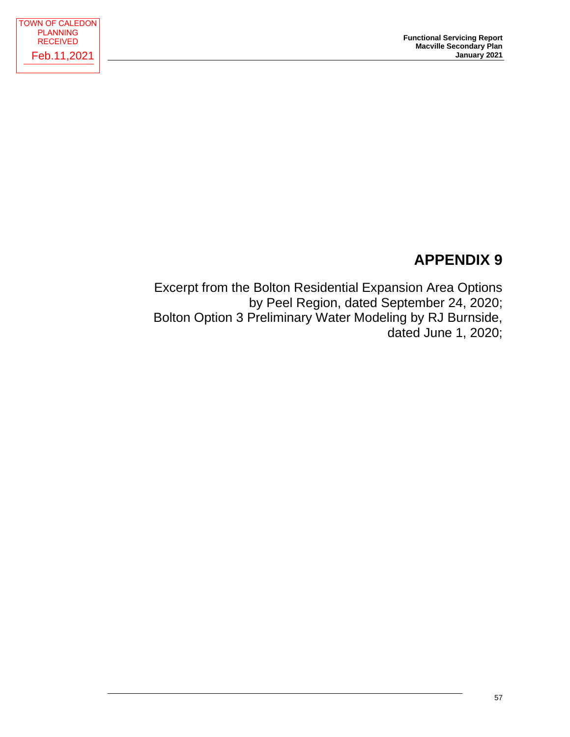TOWN OF CALEDON
PLANNING
RECEIVED
Feb.11,2021

# APPENDIX 9

Excerpt from the Bolton Residential Expansion Area Options by Peel Region, dated September 24, 2020;
Bolton Option 3 Preliminary Water Modeling by RJ Burnside, dated June 1, 2020;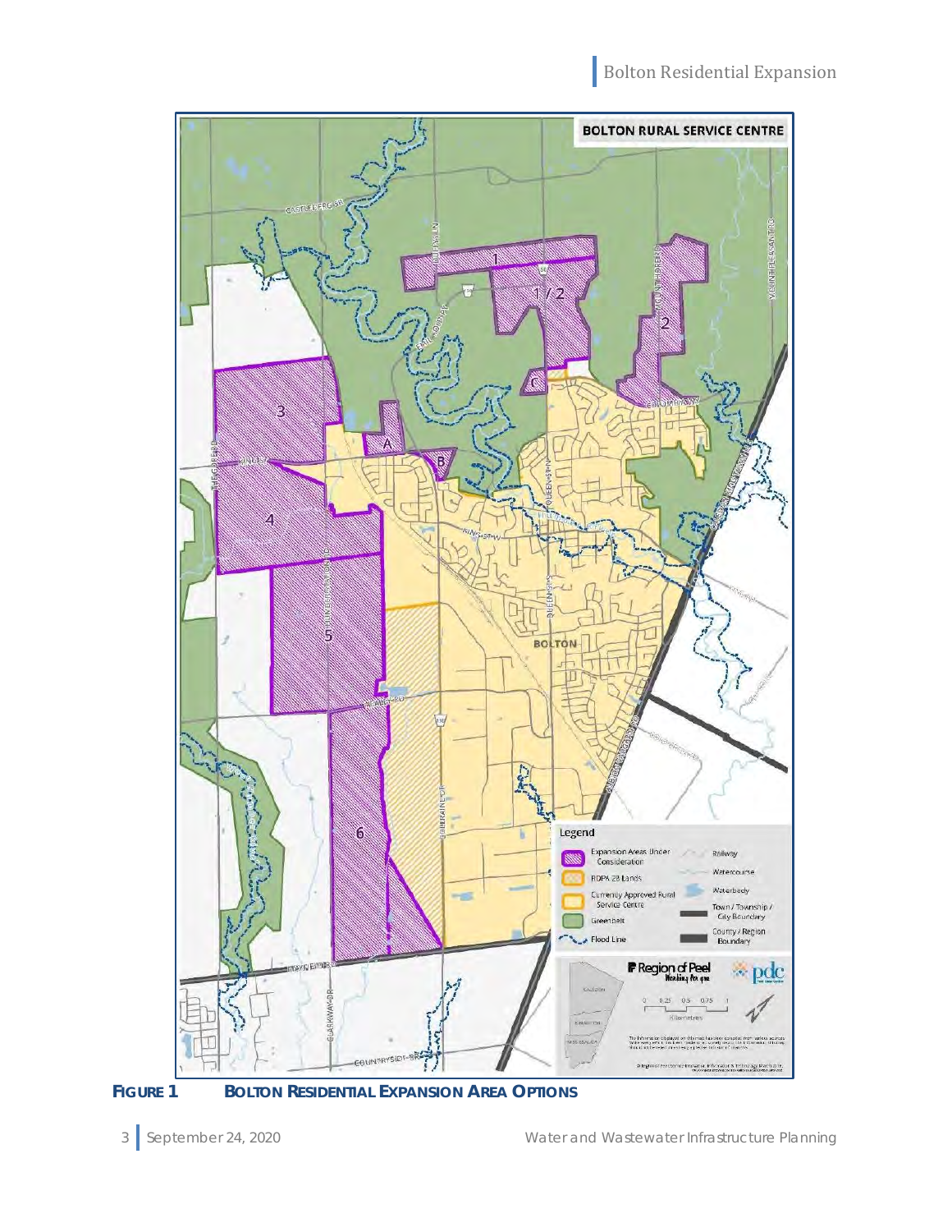**FIGURE 1 BOLTON RESIDENTIAL EXPANSION AREA OPTIONS**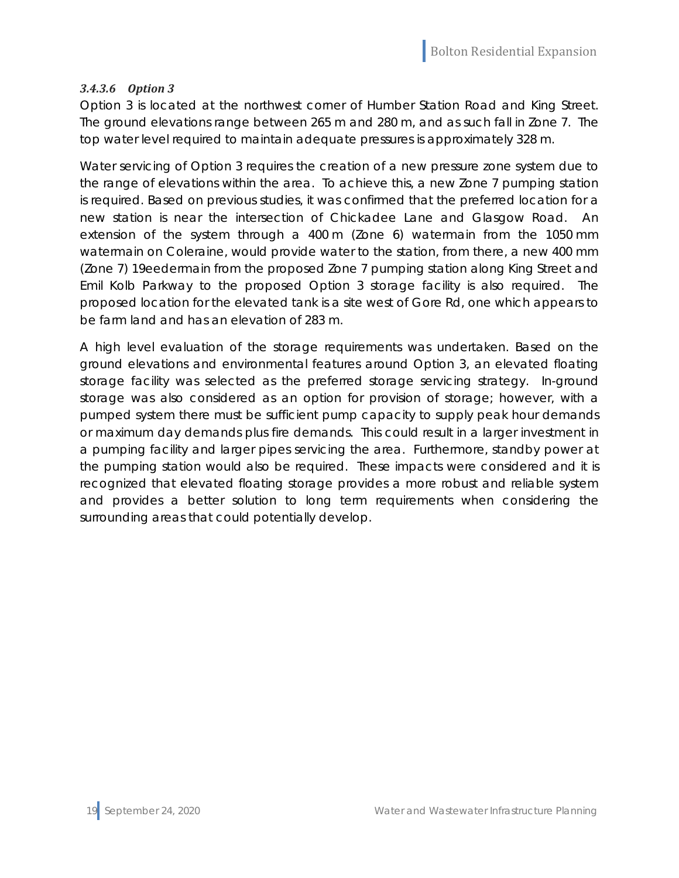#### *3.4.3.6 Option 3*

Option 3 is located at the northwest corner of Humber Station Road and King Street. The ground elevations range between 265 m and 280 m, and as such fall in Zone 7. The top water level required to maintain adequate pressures is approximately 328 m.

Water servicing of Option 3 requires the creation of a new pressure zone system due to the range of elevations within the area. To achieve this, a new Zone 7 pumping station is required. Based on previous studies, it was confirmed that the preferred location for a new station is near the intersection of Chickadee Lane and Glasgow Road. An extension of the system through a 400 m (Zone 6) watermain from the 1050 mm watermain on Coleraine, would provide water to the station, from there, a new 400 mm (Zone 7) 19eedermain from the proposed Zone 7 pumping station along King Street and Emil Kolb Parkway to the proposed Option 3 storage facility is also required. The proposed location for the elevated tank is a site west of Gore Rd, one which appears to be farm land and has an elevation of 283 m.

A high level evaluation of the storage requirements was undertaken. Based on the ground elevations and environmental features around Option 3, an elevated floating storage facility was selected as the preferred storage servicing strategy. In-ground storage was also considered as an option for provision of storage; however, with a pumped system there must be sufficient pump capacity to supply peak hour demands or maximum day demands plus fire demands. This could result in a larger investment in a pumping facility and larger pipes servicing the area. Furthermore, standby power at the pumping station would also be required. These impacts were considered and it is recognized that elevated floating storage provides a more robust and reliable system and provides a better solution to long term requirements when considering the surrounding areas that could potentially develop.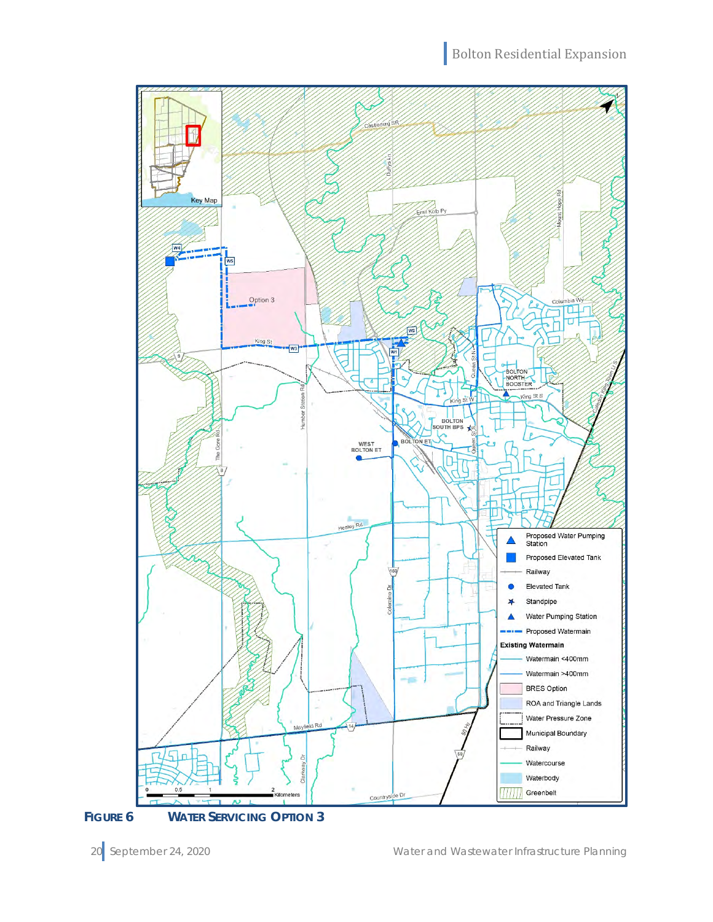**FIGURE 6 WATER SERVICING OPTION 3**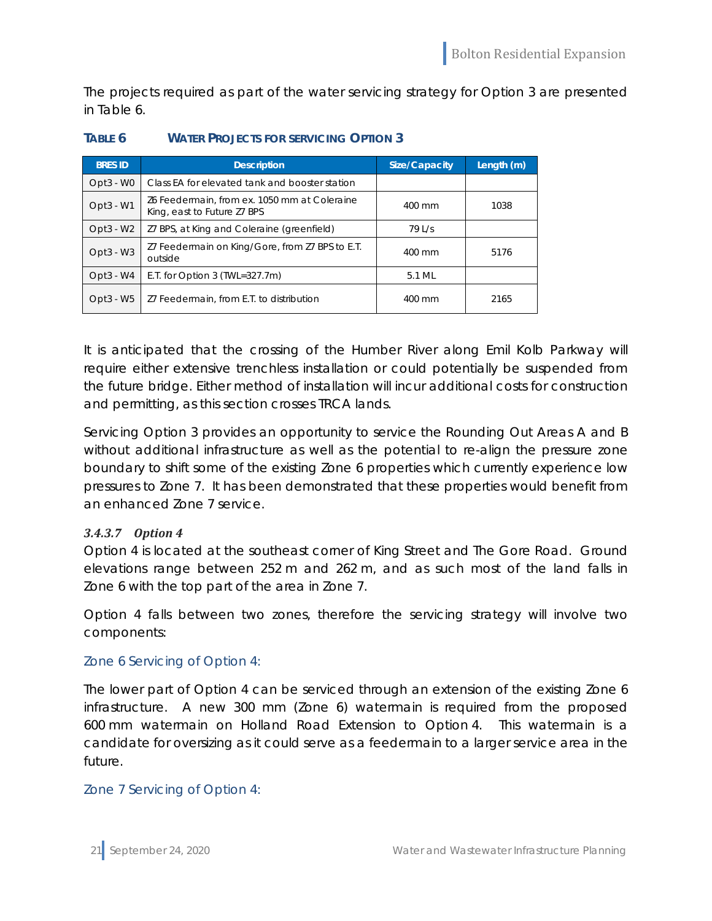The projects required as part of the water servicing strategy for Option 3 are presented in Table 6.

**TABLE 6 WATER PROJECTS FOR SERVICING OPTION 3**

| BRES ID | Description | Size/Capacity | Length (m) |
|---|---|---|---|
| Opt3 - W0 | Class EA for elevated tank and booster station | | |
| Opt3 - W1 | Z6 Feedermain, from ex. 1050 mm at Coleraine King, east to Future Z7 BPS | 400 mm | 1038 |
| Opt3 - W2 | Z7 BPS, at King and Coleraine (greenfield) | 79 L/s | |
| Opt3 - W3 | Z7 Feedermain on King/Gore, from Z7 BPS to E.T. outside | 400 mm | 5176 |
| Opt3 - W4 | E.T. for Option 3 (TWL=327.7m) | 5.1 ML | |
| Opt3 - W5 | Z7 Feedermain, from E.T. to distribution | 400 mm | 2165 |

It is anticipated that the crossing of the Humber River along Emil Kolb Parkway will require either extensive trenchless installation or could potentially be suspended from the future bridge. Either method of installation will incur additional costs for construction and permitting, as this section crosses TRCA lands.

Servicing Option 3 provides an opportunity to service the Rounding Out Areas A and B without additional infrastructure as well as the potential to re-align the pressure zone boundary to shift some of the existing Zone 6 properties which currently experience low pressures to Zone 7. It has been demonstrated that these properties would benefit from an enhanced Zone 7 service.

#### *3.4.3.7 Option 4*

Option 4 is located at the southeast corner of King Street and The Gore Road. Ground elevations range between 252 m and 262 m, and as such most of the land falls in Zone 6 with the top part of the area in Zone 7.

Option 4 falls between two zones, therefore the servicing strategy will involve two components:

##### Zone 6 Servicing of Option 4:

The lower part of Option 4 can be serviced through an extension of the existing Zone 6 infrastructure. A new 300 mm (Zone 6) watermain is required from the proposed 600 mm watermain on Holland Road Extension to Option 4. This watermain is a candidate for oversizing as it could serve as a feedermain to a larger service area in the future.

##### Zone 7 Servicing of Option 4: